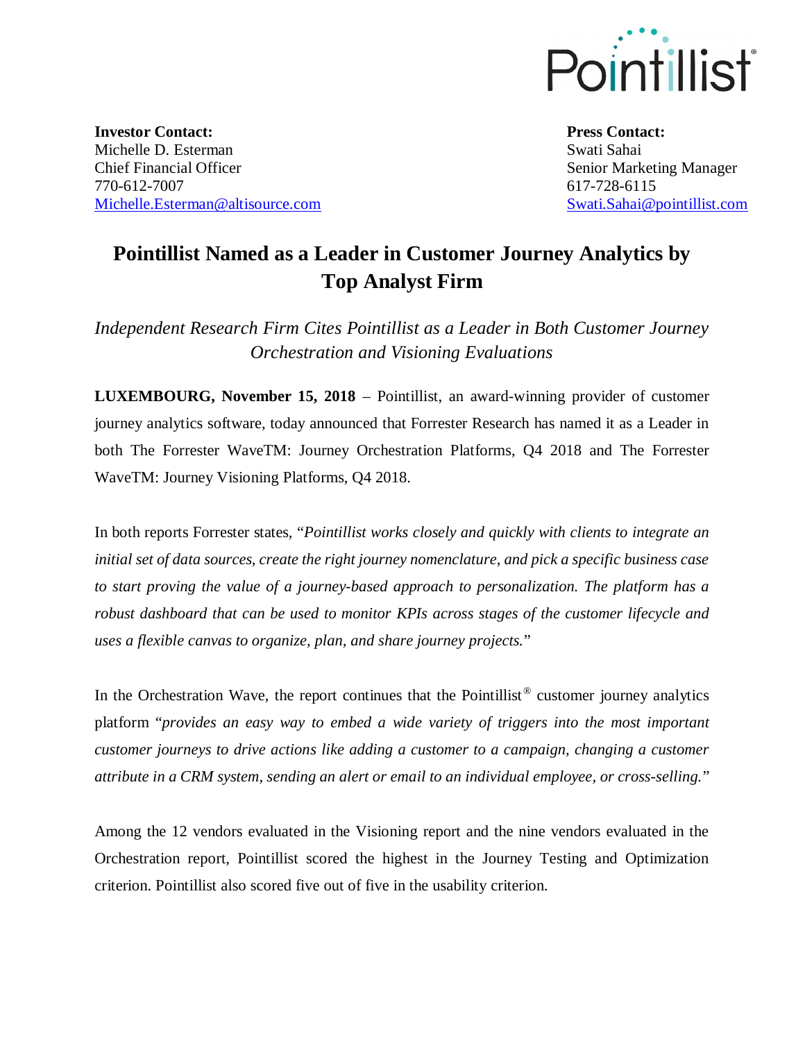Pointillist®

**Investor Contact:**
Michelle D. Esterman
Chief Financial Officer
770-612-7007
Michelle.Esterman@altisource.com

**Press Contact:**
Swati Sahai
Senior Marketing Manager
617-728-6115
Swati.Sahai@pointillist.com

# Pointillist Named as a Leader in Customer Journey Analytics by Top Analyst Firm

*Independent Research Firm Cites Pointillist as a Leader in Both Customer Journey Orchestration and Visioning Evaluations*

**LUXEMBOURG, November 15, 2018** – Pointillist, an award-winning provider of customer journey analytics software, today announced that Forrester Research has named it as a Leader in both The Forrester WaveTM: Journey Orchestration Platforms, Q4 2018 and The Forrester WaveTM: Journey Visioning Platforms, Q4 2018.

In both reports Forrester states, "*Pointillist works closely and quickly with clients to integrate an initial set of data sources, create the right journey nomenclature, and pick a specific business case to start proving the value of a journey-based approach to personalization. The platform has a robust dashboard that can be used to monitor KPIs across stages of the customer lifecycle and uses a flexible canvas to organize, plan, and share journey projects.*"

In the Orchestration Wave, the report continues that the Pointillist® customer journey analytics platform "*provides an easy way to embed a wide variety of triggers into the most important customer journeys to drive actions like adding a customer to a campaign, changing a customer attribute in a CRM system, sending an alert or email to an individual employee, or cross-selling.*"

Among the 12 vendors evaluated in the Visioning report and the nine vendors evaluated in the Orchestration report, Pointillist scored the highest in the Journey Testing and Optimization criterion. Pointillist also scored five out of five in the usability criterion.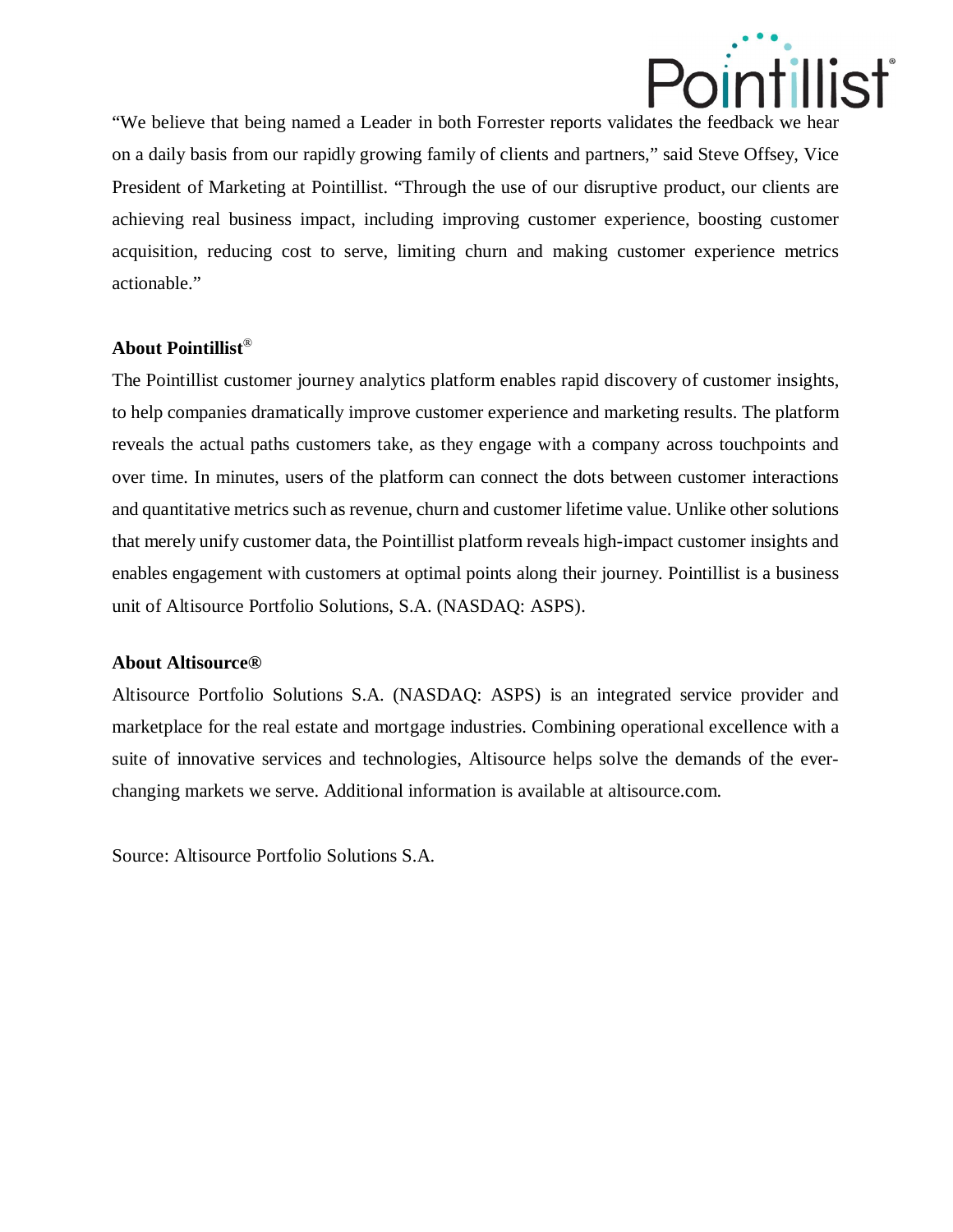"We believe that being named a Leader in both Forrester reports validates the feedback we hear on a daily basis from our rapidly growing family of clients and partners," said Steve Offsey, Vice President of Marketing at Pointillist. "Through the use of our disruptive product, our clients are achieving real business impact, including improving customer experience, boosting customer acquisition, reducing cost to serve, limiting churn and making customer experience metrics actionable."

**About Pointillist®**

The Pointillist customer journey analytics platform enables rapid discovery of customer insights, to help companies dramatically improve customer experience and marketing results. The platform reveals the actual paths customers take, as they engage with a company across touchpoints and over time. In minutes, users of the platform can connect the dots between customer interactions and quantitative metrics such as revenue, churn and customer lifetime value. Unlike other solutions that merely unify customer data, the Pointillist platform reveals high-impact customer insights and enables engagement with customers at optimal points along their journey. Pointillist is a business unit of Altisource Portfolio Solutions, S.A. (NASDAQ: ASPS).

**About Altisource®**

Altisource Portfolio Solutions S.A. (NASDAQ: ASPS) is an integrated service provider and marketplace for the real estate and mortgage industries. Combining operational excellence with a suite of innovative services and technologies, Altisource helps solve the demands of the ever-changing markets we serve. Additional information is available at altisource.com.

Source: Altisource Portfolio Solutions S.A.